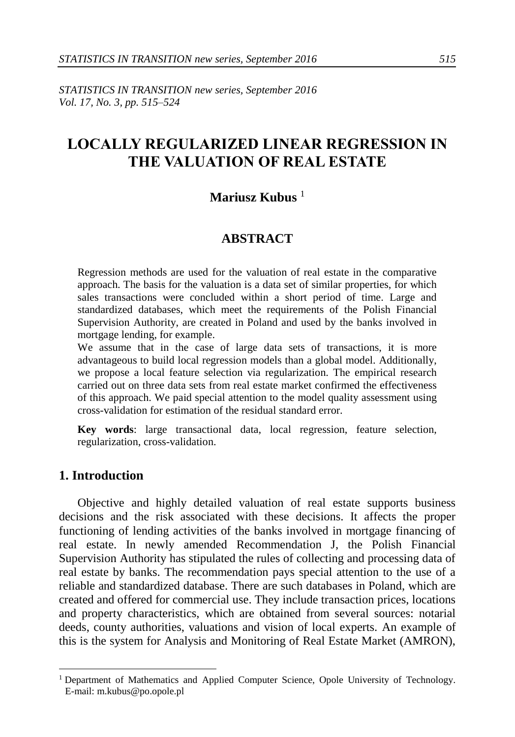# LOCALLY REGULARIZED LINEAR REGRESSION IN THE VALUATION OF REAL ESTATE

**Mariusz Kubus** [1]

## ABSTRACT

Regression methods are used for the valuation of real estate in the comparative approach. The basis for the valuation is a data set of similar properties, for which sales transactions were concluded within a short period of time. Large and standardized databases, which meet the requirements of the Polish Financial Supervision Authority, are created in Poland and used by the banks involved in mortgage lending, for example.

We assume that in the case of large data sets of transactions, it is more advantageous to build local regression models than a global model. Additionally, we propose a local feature selection via regularization. The empirical research carried out on three data sets from real estate market confirmed the effectiveness of this approach. We paid special attention to the model quality assessment using cross-validation for estimation of the residual standard error.

**Key words**: large transactional data, local regression, feature selection, regularization, cross-validation.

## 1. Introduction

Objective and highly detailed valuation of real estate supports business decisions and the risk associated with these decisions. It affects the proper functioning of lending activities of the banks involved in mortgage financing of real estate. In newly amended Recommendation J, the Polish Financial Supervision Authority has stipulated the rules of collecting and processing data of real estate by banks. The recommendation pays special attention to the use of a reliable and standardized database. There are such databases in Poland, which are created and offered for commercial use. They include transaction prices, locations and property characteristics, which are obtained from several sources: notarial deeds, county authorities, valuations and vision of local experts. An example of this is the system for Analysis and Monitoring of Real Estate Market (AMRON),

[1] Department of Mathematics and Applied Computer Science, Opole University of Technology. E-mail: m.kubus@po.opole.pl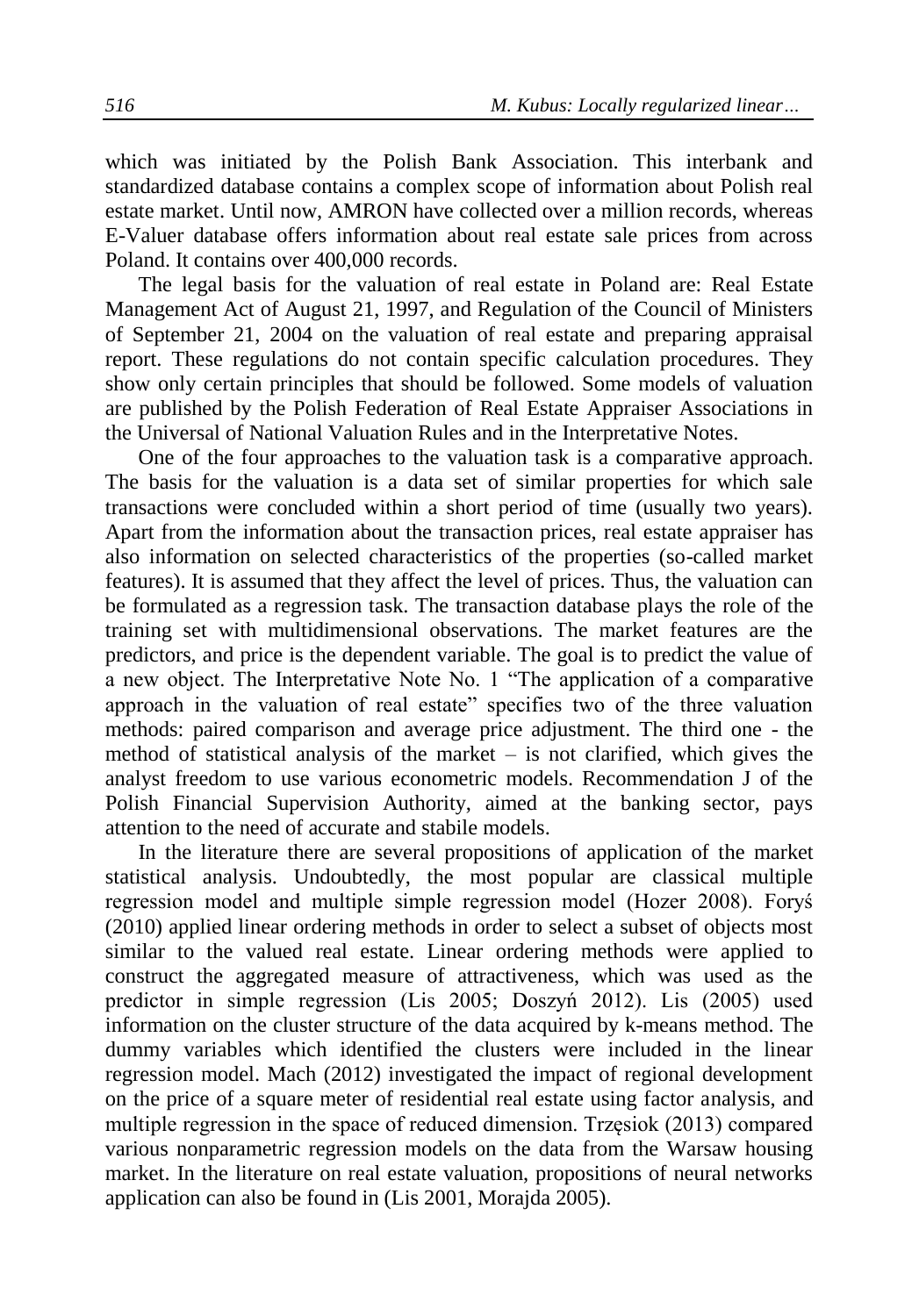which was initiated by the Polish Bank Association. This interbank and standardized database contains a complex scope of information about Polish real estate market. Until now, AMRON have collected over a million records, whereas E-Valuer database offers information about real estate sale prices from across Poland. It contains over 400,000 records.

The legal basis for the valuation of real estate in Poland are: Real Estate Management Act of August 21, 1997, and Regulation of the Council of Ministers of September 21, 2004 on the valuation of real estate and preparing appraisal report. These regulations do not contain specific calculation procedures. They show only certain principles that should be followed. Some models of valuation are published by the Polish Federation of Real Estate Appraiser Associations in the Universal of National Valuation Rules and in the Interpretative Notes.

One of the four approaches to the valuation task is a comparative approach. The basis for the valuation is a data set of similar properties for which sale transactions were concluded within a short period of time (usually two years). Apart from the information about the transaction prices, real estate appraiser has also information on selected characteristics of the properties (so-called market features). It is assumed that they affect the level of prices. Thus, the valuation can be formulated as a regression task. The transaction database plays the role of the training set with multidimensional observations. The market features are the predictors, and price is the dependent variable. The goal is to predict the value of a new object. The Interpretative Note No. 1 "The application of a comparative approach in the valuation of real estate" specifies two of the three valuation methods: paired comparison and average price adjustment. The third one - the method of statistical analysis of the market – is not clarified, which gives the analyst freedom to use various econometric models. Recommendation J of the Polish Financial Supervision Authority, aimed at the banking sector, pays attention to the need of accurate and stabile models.

In the literature there are several propositions of application of the market statistical analysis. Undoubtedly, the most popular are classical multiple regression model and multiple simple regression model (Hozer 2008). Foryś (2010) applied linear ordering methods in order to select a subset of objects most similar to the valued real estate. Linear ordering methods were applied to construct the aggregated measure of attractiveness, which was used as the predictor in simple regression (Lis 2005; Doszyń 2012). Lis (2005) used information on the cluster structure of the data acquired by k-means method. The dummy variables which identified the clusters were included in the linear regression model. Mach (2012) investigated the impact of regional development on the price of a square meter of residential real estate using factor analysis, and multiple regression in the space of reduced dimension. Trzęsiok (2013) compared various nonparametric regression models on the data from the Warsaw housing market. In the literature on real estate valuation, propositions of neural networks application can also be found in (Lis 2001, Morajda 2005).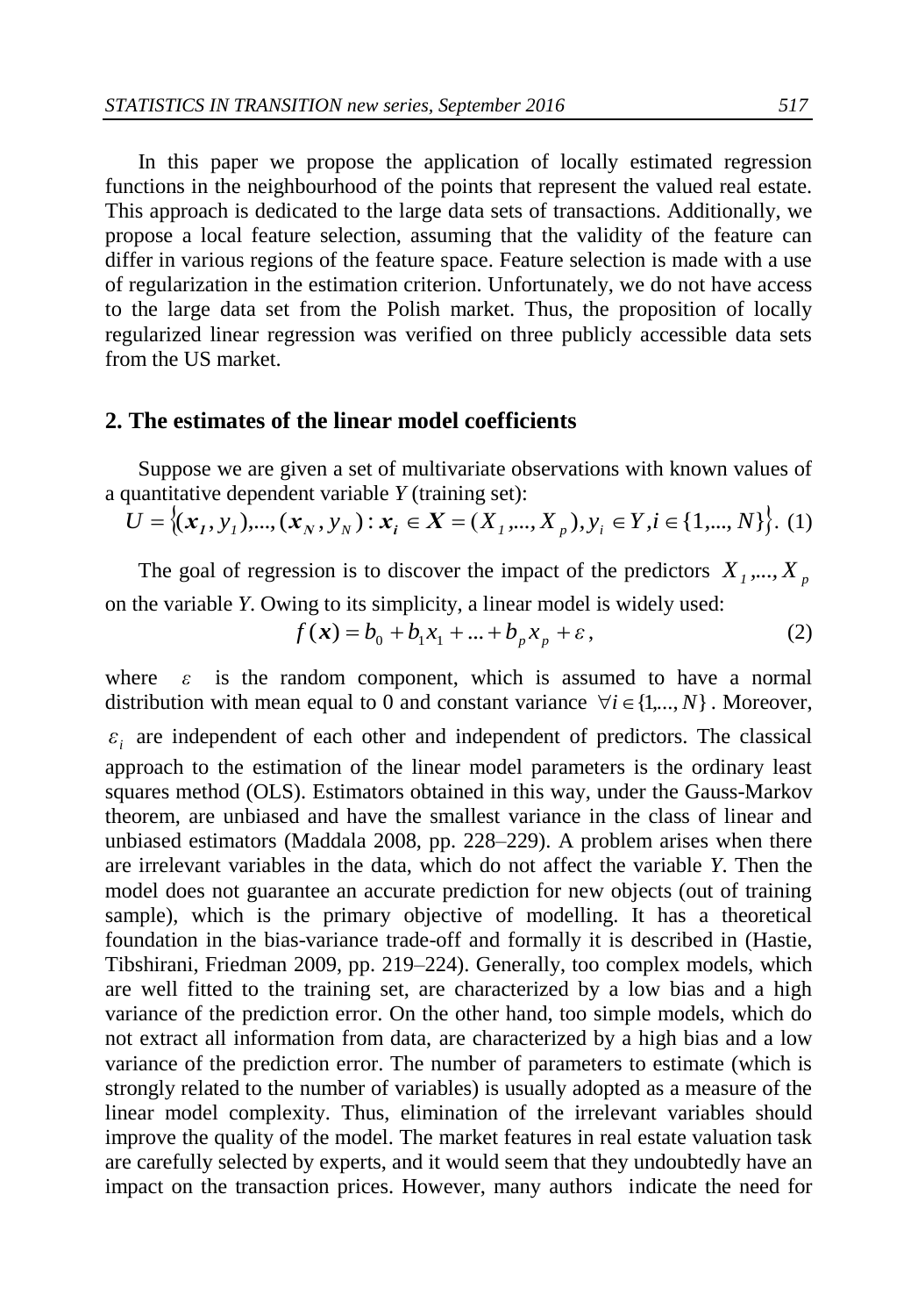In this paper we propose the application of locally estimated regression functions in the neighbourhood of the points that represent the valued real estate. This approach is dedicated to the large data sets of transactions. Additionally, we propose a local feature selection, assuming that the validity of the feature can differ in various regions of the feature space. Feature selection is made with a use of regularization in the estimation criterion. Unfortunately, we do not have access to the large data set from the Polish market. Thus, the proposition of locally regularized linear regression was verified on three publicly accessible data sets from the US market.

## 2. The estimates of the linear model coefficients

Suppose we are given a set of multivariate observations with known values of a quantitative dependent variable *Y* (training set):

$$U = \{(\boldsymbol{x}_1, y_1), ..., (\boldsymbol{x}_N, y_N) : \boldsymbol{x}_i \in \boldsymbol{X} = (X_1, ..., X_p), y_i \in Y, i \in \{1, ..., N\}\}. \quad (1)$$

The goal of regression is to discover the impact of the predictors $X_1, ..., X_p$ on the variable *Y*. Owing to its simplicity, a linear model is widely used:

$$f(\boldsymbol{x}) = b_0 + b_1 x_1 + ... + b_p x_p + \varepsilon, \quad (2)$$

where $\varepsilon$ is the random component, which is assumed to have a normal distribution with mean equal to 0 and constant variance $\forall i \in \{1, ..., N\}$. Moreover, $\varepsilon_i$ are independent of each other and independent of predictors. The classical approach to the estimation of the linear model parameters is the ordinary least squares method (OLS). Estimators obtained in this way, under the Gauss-Markov theorem, are unbiased and have the smallest variance in the class of linear and unbiased estimators (Maddala 2008, pp. 228–229). A problem arises when there are irrelevant variables in the data, which do not affect the variable *Y*. Then the model does not guarantee an accurate prediction for new objects (out of training sample), which is the primary objective of modelling. It has a theoretical foundation in the bias-variance trade-off and formally it is described in (Hastie, Tibshirani, Friedman 2009, pp. 219–224). Generally, too complex models, which are well fitted to the training set, are characterized by a low bias and a high variance of the prediction error. On the other hand, too simple models, which do not extract all information from data, are characterized by a high bias and a low variance of the prediction error. The number of parameters to estimate (which is strongly related to the number of variables) is usually adopted as a measure of the linear model complexity. Thus, elimination of the irrelevant variables should improve the quality of the model. The market features in real estate valuation task are carefully selected by experts, and it would seem that they undoubtedly have an impact on the transaction prices. However, many authors indicate the need for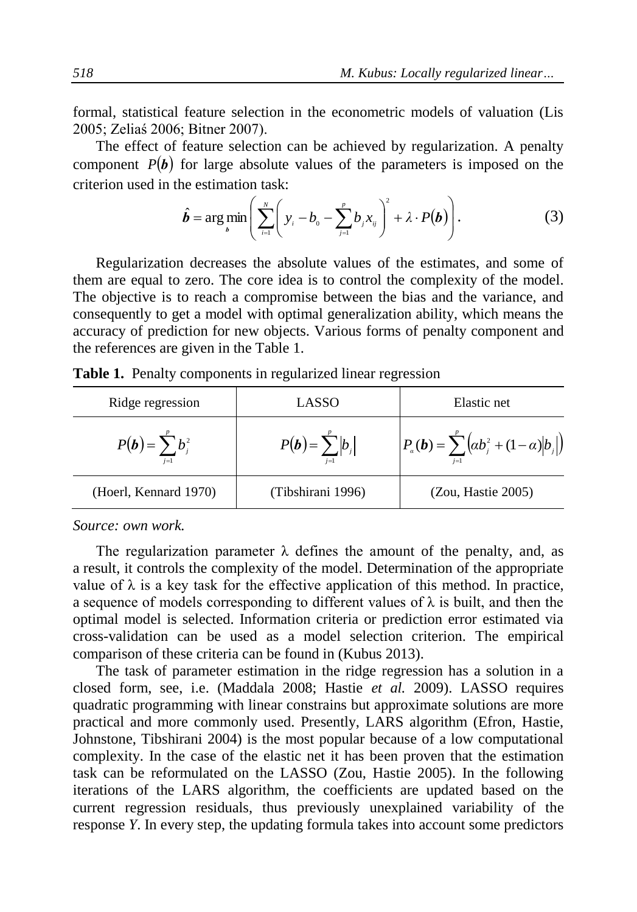formal, statistical feature selection in the econometric models of valuation (Lis 2005; Zeliaś 2006; Bitner 2007).

The effect of feature selection can be achieved by regularization. A penalty component $P(\boldsymbol{b})$ for large absolute values of the parameters is imposed on the criterion used in the estimation task:

$$\hat{\boldsymbol{b}} = \arg\min_{\boldsymbol{b}} \left( \sum_{i=1}^{N} \left( y_i - b_0 - \sum_{j=1}^{p} b_j x_{ij} \right)^2 + \lambda \cdot P(\boldsymbol{b}) \right). \tag{3}$$

Regularization decreases the absolute values of the estimates, and some of them are equal to zero. The core idea is to control the complexity of the model. The objective is to reach a compromise between the bias and the variance, and consequently to get a model with optimal generalization ability, which means the accuracy of prediction for new objects. Various forms of penalty component and the references are given in the Table 1.

**Table 1.** Penalty components in regularized linear regression

| Ridge regression | LASSO | Elastic net |
|---|---|---|
| $P(\boldsymbol{b}) = \sum_{j=1}^{p} b_j^2$ | $P(\boldsymbol{b}) = \sum_{j=1}^{p} \lvert b_j \rvert$ | $P_\alpha(\boldsymbol{b}) = \sum_{j=1}^{p} \left( \alpha b_j^2 + (1-\alpha) \lvert b_j \rvert \right)$ |
| (Hoerl, Kennard 1970) | (Tibshirani 1996) | (Zou, Hastie 2005) |

*Source: own work.*

The regularization parameter λ defines the amount of the penalty, and, as a result, it controls the complexity of the model. Determination of the appropriate value of λ is a key task for the effective application of this method. In practice, a sequence of models corresponding to different values of λ is built, and then the optimal model is selected. Information criteria or prediction error estimated via cross-validation can be used as a model selection criterion. The empirical comparison of these criteria can be found in (Kubus 2013).

The task of parameter estimation in the ridge regression has a solution in a closed form, see, i.e. (Maddala 2008; Hastie *et al.* 2009). LASSO requires quadratic programming with linear constrains but approximate solutions are more practical and more commonly used. Presently, LARS algorithm (Efron, Hastie, Johnstone, Tibshirani 2004) is the most popular because of a low computational complexity. In the case of the elastic net it has been proven that the estimation task can be reformulated on the LASSO (Zou, Hastie 2005). In the following iterations of the LARS algorithm, the coefficients are updated based on the current regression residuals, thus previously unexplained variability of the response *Y*. In every step, the updating formula takes into account some predictors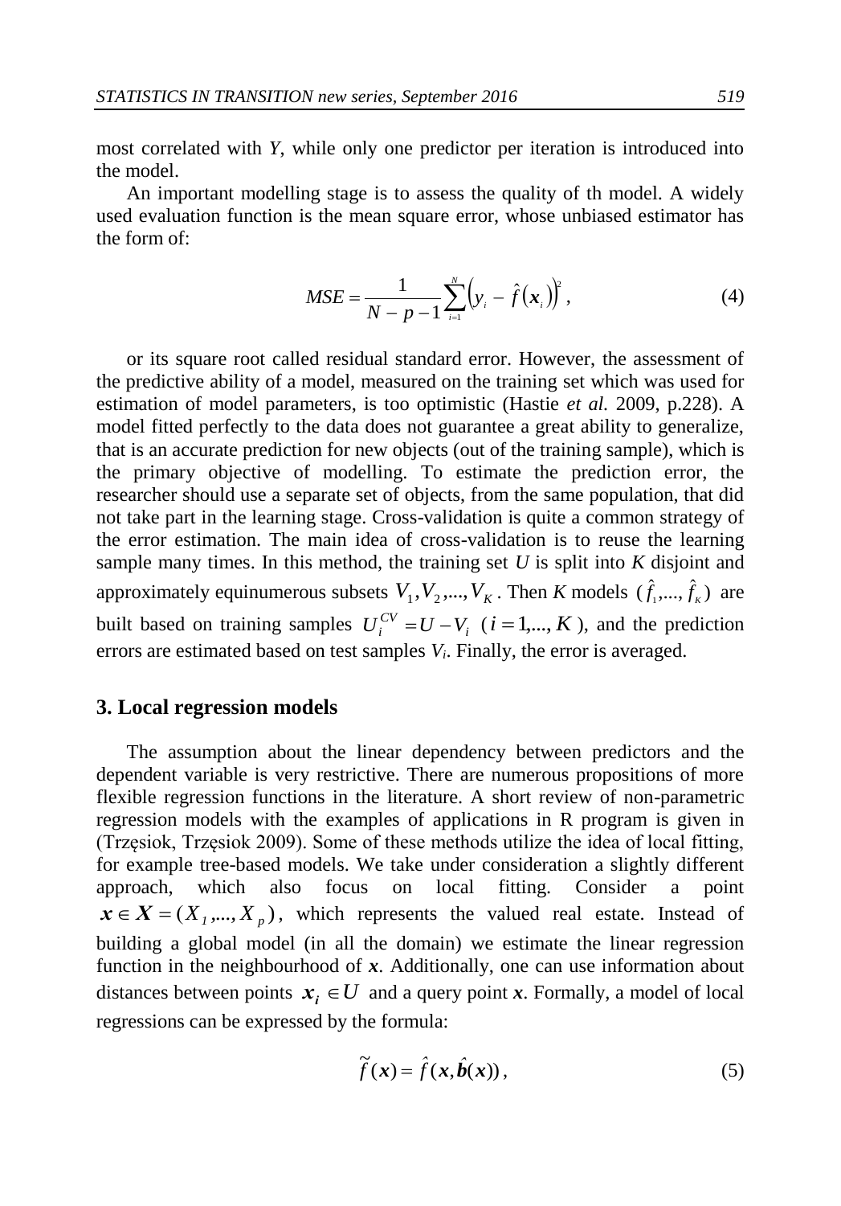most correlated with *Y*, while only one predictor per iteration is introduced into the model.

An important modelling stage is to assess the quality of th model. A widely used evaluation function is the mean square error, whose unbiased estimator has the form of:

$$MSE = \frac{1}{N-p-1}\sum_{i=1}^{N}\left(y_i - \hat{f}(\boldsymbol{x}_i)\right)^2, \tag{4}$$

or its square root called residual standard error. However, the assessment of the predictive ability of a model, measured on the training set which was used for estimation of model parameters, is too optimistic (Hastie *et al*. 2009, p.228). A model fitted perfectly to the data does not guarantee a great ability to generalize, that is an accurate prediction for new objects (out of the training sample), which is the primary objective of modelling. To estimate the prediction error, the researcher should use a separate set of objects, from the same population, that did not take part in the learning stage. Cross-validation is quite a common strategy of the error estimation. The main idea of cross-validation is to reuse the learning sample many times. In this method, the training set *U* is split into *K* disjoint and approximately equinumerous subsets $V_1, V_2, ..., V_K$. Then *K* models $(\hat{f}_1, ..., \hat{f}_K)$ are built based on training samples $U_i^{CV} = U - V_i$ $(i = 1, ..., K)$, and the prediction errors are estimated based on test samples $V_i$. Finally, the error is averaged.

## 3. Local regression models

The assumption about the linear dependency between predictors and the dependent variable is very restrictive. There are numerous propositions of more flexible regression functions in the literature. A short review of non-parametric regression models with the examples of applications in R program is given in (Trzęsiok, Trzęsiok 2009). Some of these methods utilize the idea of local fitting, for example tree-based models. We take under consideration a slightly different approach, which also focus on local fitting. Consider a point $\boldsymbol{x} \in \boldsymbol{X} = (X_1, ..., X_p)$, which represents the valued real estate. Instead of building a global model (in all the domain) we estimate the linear regression function in the neighbourhood of $\boldsymbol{x}$. Additionally, one can use information about distances between points $\boldsymbol{x}_i \in U$ and a query point $\boldsymbol{x}$. Formally, a model of local regressions can be expressed by the formula:

$$\tilde{f}(\boldsymbol{x}) = \hat{f}(\boldsymbol{x}, \hat{\boldsymbol{b}}(\boldsymbol{x})), \tag{5}$$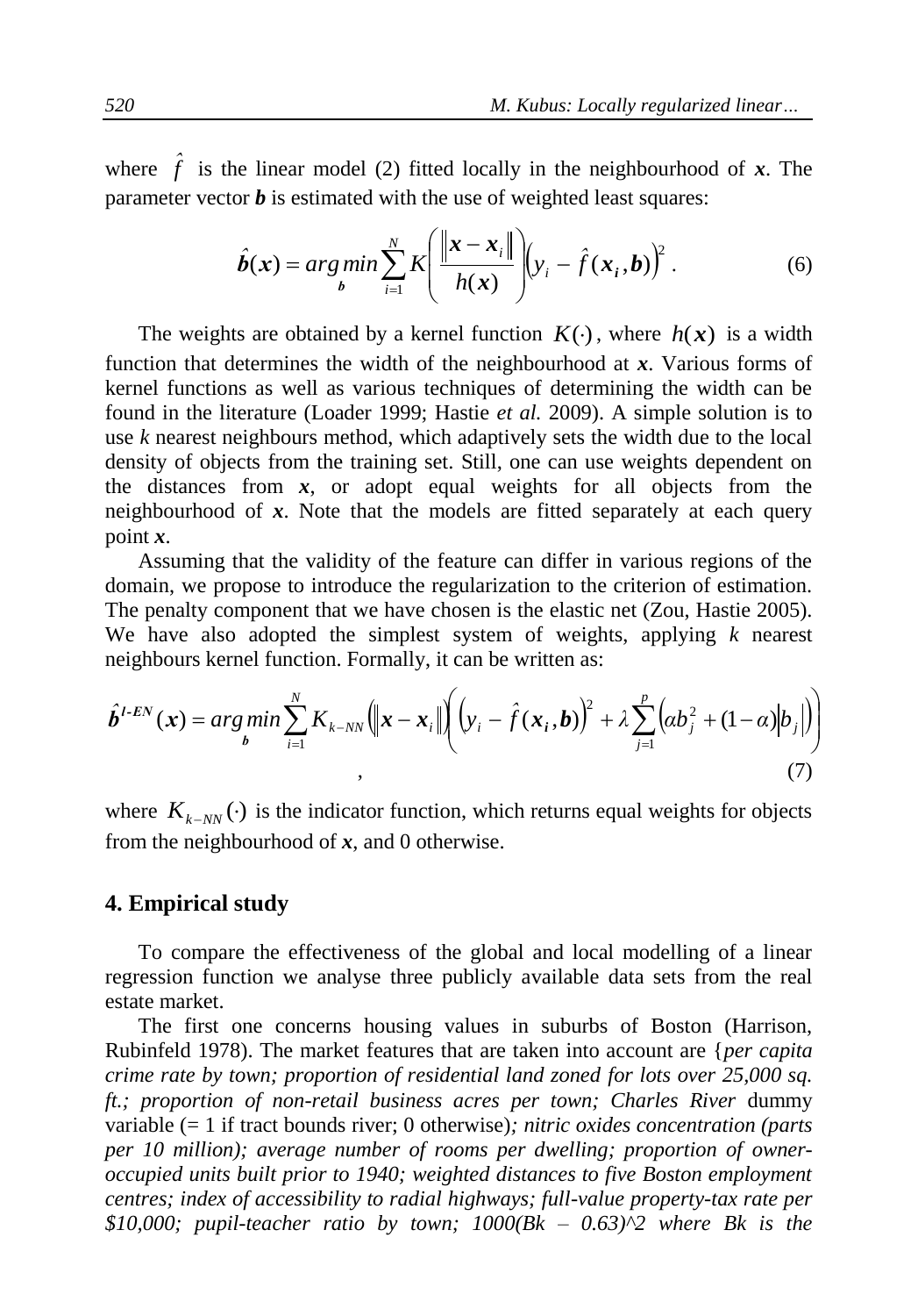where $\hat{f}$ is the linear model (2) fitted locally in the neighbourhood of $\boldsymbol{x}$. The parameter vector $\boldsymbol{b}$ is estimated with the use of weighted least squares:

$$\hat{\boldsymbol{b}}(\boldsymbol{x}) = \underset{\boldsymbol{b}}{arg\,min} \sum_{i=1}^{N} K\left(\frac{\|\boldsymbol{x} - \boldsymbol{x}_i\|}{h(\boldsymbol{x})}\right)\left(y_i - \hat{f}(\boldsymbol{x}_i, \boldsymbol{b})\right)^2. \tag{6}$$

The weights are obtained by a kernel function $K(\cdot)$, where $h(\boldsymbol{x})$ is a width function that determines the width of the neighbourhood at $\boldsymbol{x}$. Various forms of kernel functions as well as various techniques of determining the width can be found in the literature (Loader 1999; Hastie *et al.* 2009). A simple solution is to use *k* nearest neighbours method, which adaptively sets the width due to the local density of objects from the training set. Still, one can use weights dependent on the distances from $\boldsymbol{x}$, or adopt equal weights for all objects from the neighbourhood of $\boldsymbol{x}$. Note that the models are fitted separately at each query point $\boldsymbol{x}$.

Assuming that the validity of the feature can differ in various regions of the domain, we propose to introduce the regularization to the criterion of estimation. The penalty component that we have chosen is the elastic net (Zou, Hastie 2005). We have also adopted the simplest system of weights, applying *k* nearest neighbours kernel function. Formally, it can be written as:

$$\hat{\boldsymbol{b}}^{l\text{-}EN}(\boldsymbol{x}) = \underset{\boldsymbol{b}}{arg\,min} \sum_{i=1}^{N} K_{k-NN}\left(\|\boldsymbol{x} - \boldsymbol{x}_i\|\right)\left(\left(y_i - \hat{f}(\boldsymbol{x}_i, \boldsymbol{b})\right)^2 + \lambda \sum_{j=1}^{p}\left(\alpha b_j^2 + (1-\alpha)\left|b_j\right|\right)\right), \tag{7}$$

where $K_{k-NN}(\cdot)$ is the indicator function, which returns equal weights for objects from the neighbourhood of $\boldsymbol{x}$, and 0 otherwise.

## 4. Empirical study

To compare the effectiveness of the global and local modelling of a linear regression function we analyse three publicly available data sets from the real estate market.

The first one concerns housing values in suburbs of Boston (Harrison, Rubinfeld 1978). The market features that are taken into account are {*per capita crime rate by town; proportion of residential land zoned for lots over 25,000 sq. ft.; proportion of non-retail business acres per town; Charles River* dummy variable (= 1 if tract bounds river; 0 otherwise)*; nitric oxides concentration (parts per 10 million); average number of rooms per dwelling; proportion of owner-occupied units built prior to 1940; weighted distances to five Boston employment centres; index of accessibility to radial highways; full-value property-tax rate per $10,000; pupil-teacher ratio by town; 1000(Bk – 0.63)^2 where Bk is the*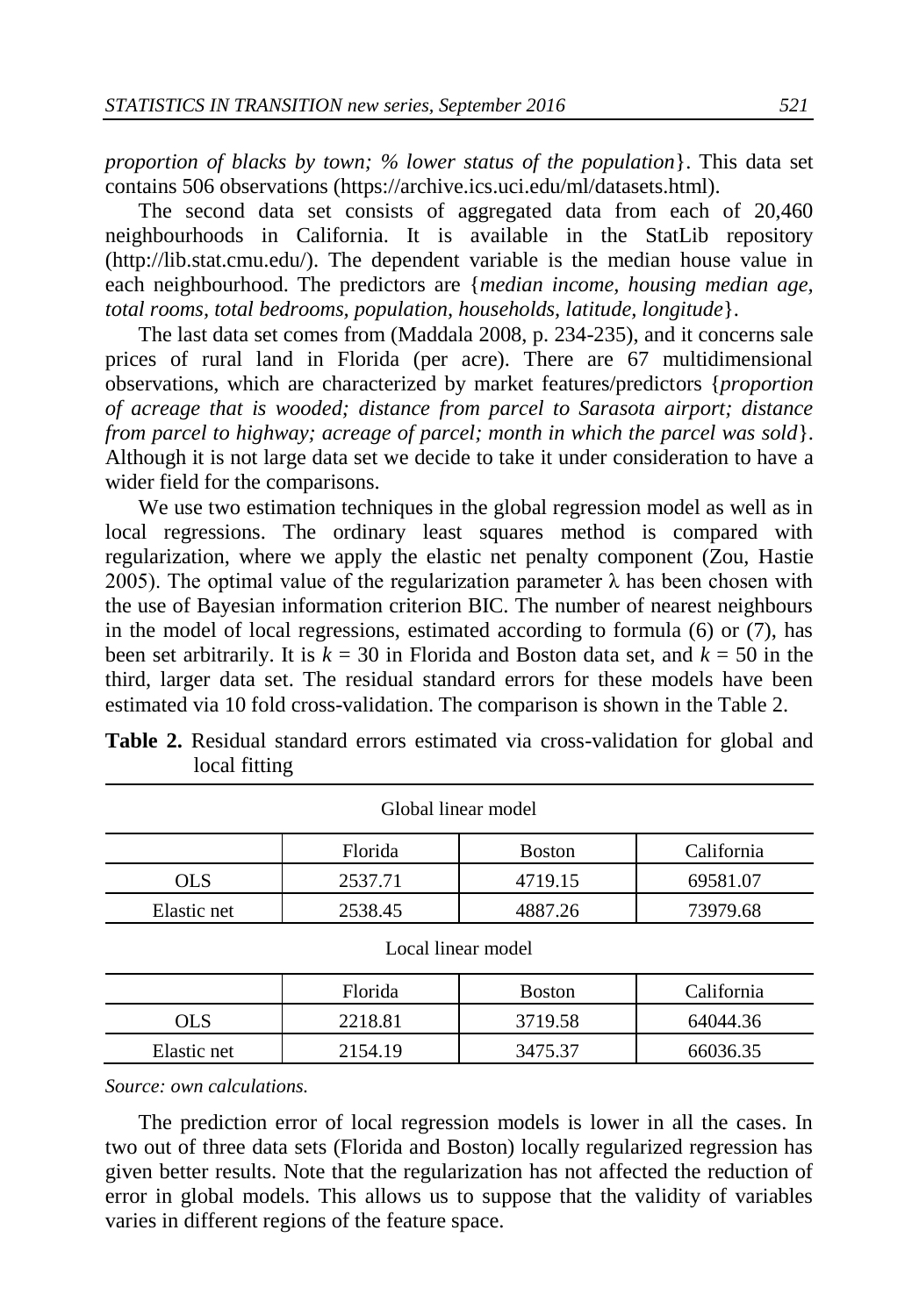*proportion of blacks by town; % lower status of the population*}. This data set contains 506 observations (https://archive.ics.uci.edu/ml/datasets.html).

The second data set consists of aggregated data from each of 20,460 neighbourhoods in California. It is available in the StatLib repository (http://lib.stat.cmu.edu/). The dependent variable is the median house value in each neighbourhood. The predictors are {*median income, housing median age, total rooms, total bedrooms, population, households, latitude, longitude*}.

The last data set comes from (Maddala 2008, p. 234-235), and it concerns sale prices of rural land in Florida (per acre). There are 67 multidimensional observations, which are characterized by market features/predictors {*proportion of acreage that is wooded; distance from parcel to Sarasota airport; distance from parcel to highway; acreage of parcel; month in which the parcel was sold*}. Although it is not large data set we decide to take it under consideration to have a wider field for the comparisons.

We use two estimation techniques in the global regression model as well as in local regressions. The ordinary least squares method is compared with regularization, where we apply the elastic net penalty component (Zou, Hastie 2005). The optimal value of the regularization parameter $\lambda$ has been chosen with the use of Bayesian information criterion BIC. The number of nearest neighbours in the model of local regressions, estimated according to formula (6) or (7), has been set arbitrarily. It is $k = 30$ in Florida and Boston data set, and $k = 50$ in the third, larger data set. The residual standard errors for these models have been estimated via 10 fold cross-validation. The comparison is shown in the Table 2.

**Table 2.** Residual standard errors estimated via cross-validation for global and local fitting

| Global linear model | | | |
|---|---|---|---|
| | Florida | Boston | California |
| OLS | 2537.71 | 4719.15 | 69581.07 |
| Elastic net | 2538.45 | 4887.26 | 73979.68 |
| **Local linear model** | | | |
| | Florida | Boston | California |
| OLS | 2218.81 | 3719.58 | 64044.36 |
| Elastic net | 2154.19 | 3475.37 | 66036.35 |

*Source: own calculations.*

The prediction error of local regression models is lower in all the cases. In two out of three data sets (Florida and Boston) locally regularized regression has given better results. Note that the regularization has not affected the reduction of error in global models. This allows us to suppose that the validity of variables varies in different regions of the feature space.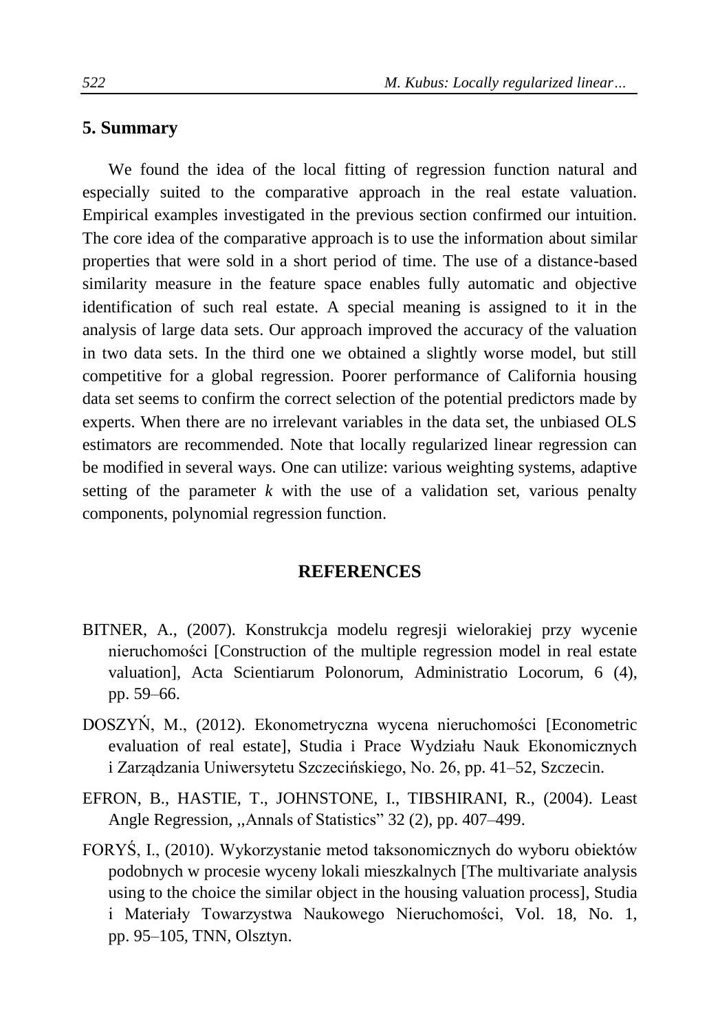## 5. Summary

We found the idea of the local fitting of regression function natural and especially suited to the comparative approach in the real estate valuation. Empirical examples investigated in the previous section confirmed our intuition. The core idea of the comparative approach is to use the information about similar properties that were sold in a short period of time. The use of a distance-based similarity measure in the feature space enables fully automatic and objective identification of such real estate. A special meaning is assigned to it in the analysis of large data sets. Our approach improved the accuracy of the valuation in two data sets. In the third one we obtained a slightly worse model, but still competitive for a global regression. Poorer performance of California housing data set seems to confirm the correct selection of the potential predictors made by experts. When there are no irrelevant variables in the data set, the unbiased OLS estimators are recommended. Note that locally regularized linear regression can be modified in several ways. One can utilize: various weighting systems, adaptive setting of the parameter $k$ with the use of a validation set, various penalty components, polynomial regression function.

## REFERENCES

BITNER, A., (2007). Konstrukcja modelu regresji wielorakiej przy wycenie nieruchomości [Construction of the multiple regression model in real estate valuation], Acta Scientiarum Polonorum, Administratio Locorum, 6 (4), pp. 59–66.

DOSZYŃ, M., (2012). Ekonometryczna wycena nieruchomości [Econometric evaluation of real estate], Studia i Prace Wydziału Nauk Ekonomicznych i Zarządzania Uniwersytetu Szczecińskiego, No. 26, pp. 41–52, Szczecin.

EFRON, B., HASTIE, T., JOHNSTONE, I., TIBSHIRANI, R., (2004). Least Angle Regression, ,,Annals of Statistics" 32 (2), pp. 407–499.

FORYŚ, I., (2010). Wykorzystanie metod taksonomicznych do wyboru obiektów podobnych w procesie wyceny lokali mieszkalnych [The multivariate analysis using to the choice the similar object in the housing valuation process], Studia i Materiały Towarzystwa Naukowego Nieruchomości, Vol. 18, No. 1, pp. 95–105, TNN, Olsztyn.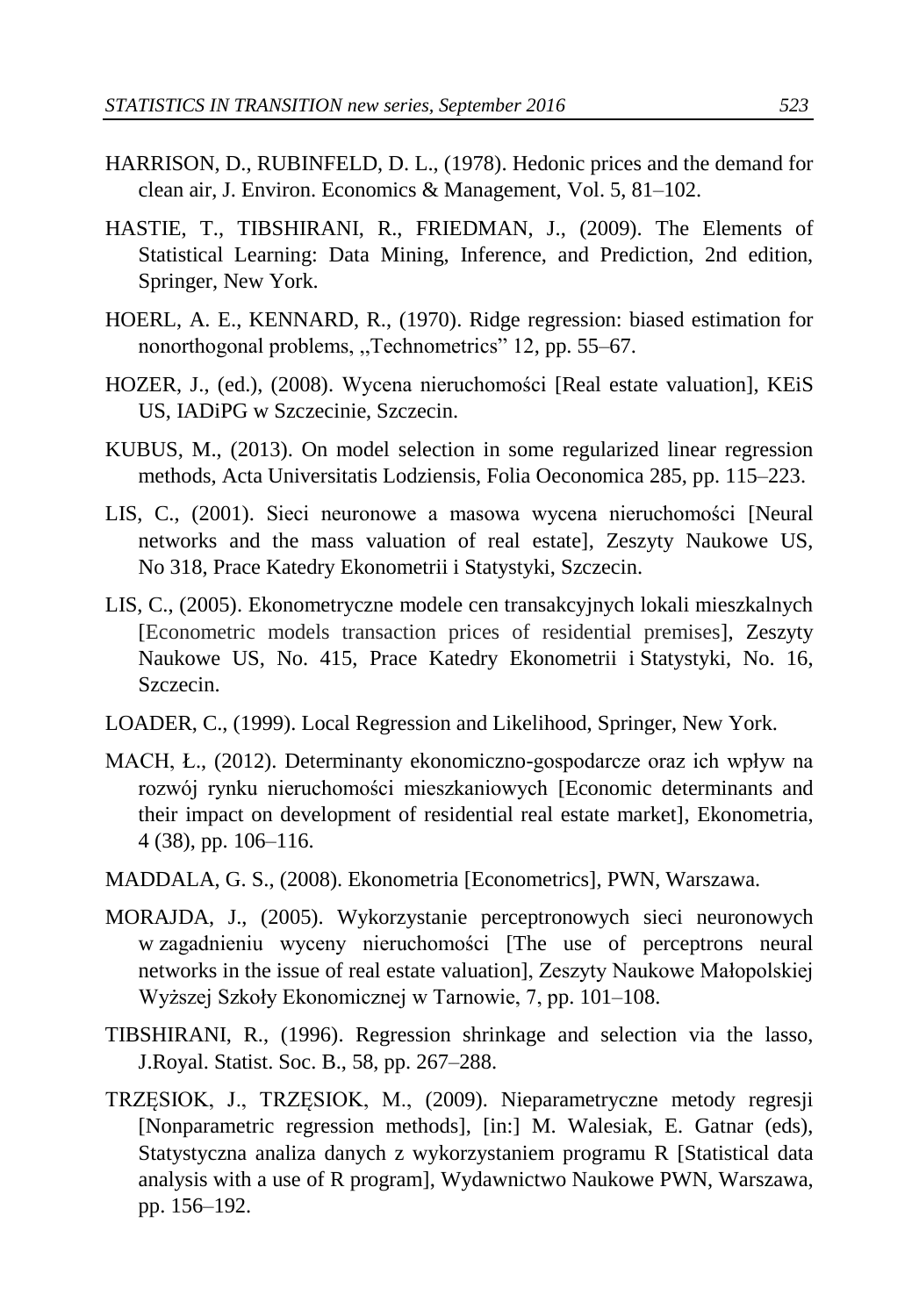HARRISON, D., RUBINFELD, D. L., (1978). Hedonic prices and the demand for clean air, J. Environ. Economics & Management, Vol. 5, 81–102.

HASTIE, T., TIBSHIRANI, R., FRIEDMAN, J., (2009). The Elements of Statistical Learning: Data Mining, Inference, and Prediction, 2nd edition, Springer, New York.

HOERL, A. E., KENNARD, R., (1970). Ridge regression: biased estimation for nonorthogonal problems, ,,Technometrics" 12, pp. 55–67.

HOZER, J., (ed.), (2008). Wycena nieruchomości [Real estate valuation], KEiS US, IADiPG w Szczecinie, Szczecin.

KUBUS, M., (2013). On model selection in some regularized linear regression methods, Acta Universitatis Lodziensis, Folia Oeconomica 285, pp. 115–223.

LIS, C., (2001). Sieci neuronowe a masowa wycena nieruchomości [Neural networks and the mass valuation of real estate], Zeszyty Naukowe US, No 318, Prace Katedry Ekonometrii i Statystyki, Szczecin.

LIS, C., (2005). Ekonometryczne modele cen transakcyjnych lokali mieszkalnych [Econometric models transaction prices of residential premises], Zeszyty Naukowe US, No. 415, Prace Katedry Ekonometrii i Statystyki, No. 16, Szczecin.

LOADER, C., (1999). Local Regression and Likelihood, Springer, New York.

MACH, Ł., (2012). Determinanty ekonomiczno-gospodarcze oraz ich wpływ na rozwój rynku nieruchomości mieszkaniowych [Economic determinants and their impact on development of residential real estate market], Ekonometria, 4 (38), pp. 106–116.

MADDALA, G. S., (2008). Ekonometria [Econometrics], PWN, Warszawa.

MORAJDA, J., (2005). Wykorzystanie perceptronowych sieci neuronowych w zagadnieniu wyceny nieruchomości [The use of perceptrons neural networks in the issue of real estate valuation], Zeszyty Naukowe Małopolskiej Wyższej Szkoły Ekonomicznej w Tarnowie, 7, pp. 101–108.

TIBSHIRANI, R., (1996). Regression shrinkage and selection via the lasso, J.Royal. Statist. Soc. B., 58, pp. 267–288.

TRZĘSIOK, J., TRZĘSIOK, M., (2009). Nieparametryczne metody regresji [Nonparametric regression methods], [in:] M. Walesiak, E. Gatnar (eds), Statystyczna analiza danych z wykorzystaniem programu R [Statistical data analysis with a use of R program], Wydawnictwo Naukowe PWN, Warszawa, pp. 156–192.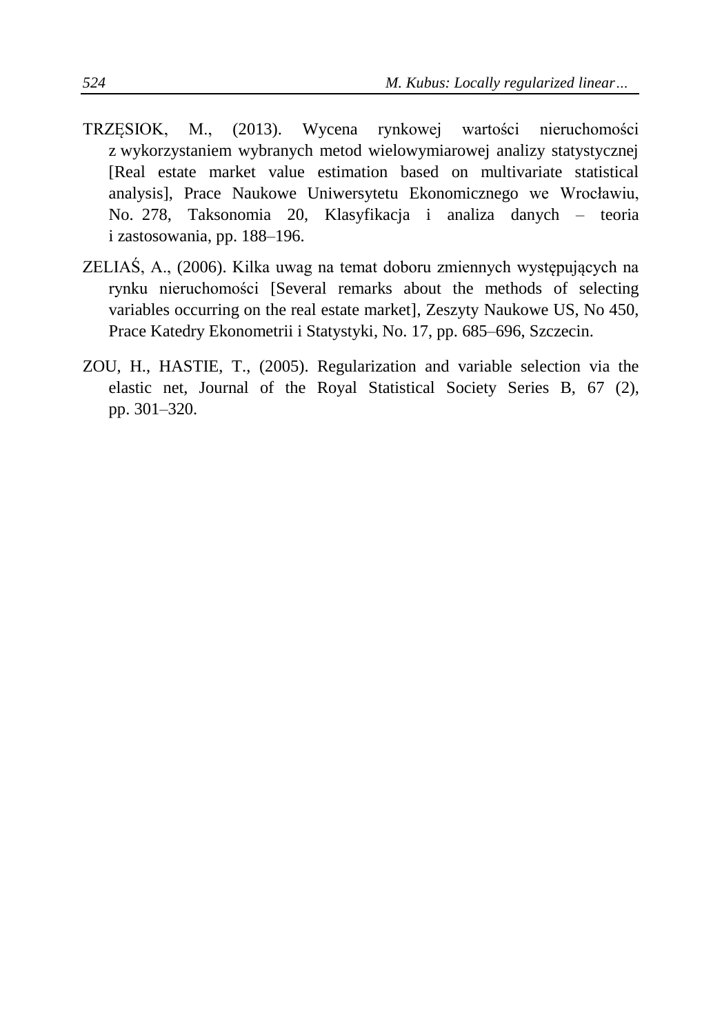TRZĘSIOK, M., (2013). Wycena rynkowej wartości nieruchomości z wykorzystaniem wybranych metod wielowymiarowej analizy statystycznej [Real estate market value estimation based on multivariate statistical analysis], Prace Naukowe Uniwersytetu Ekonomicznego we Wrocławiu, No. 278, Taksonomia 20, Klasyfikacja i analiza danych – teoria i zastosowania, pp. 188–196.

ZELIAŚ, A., (2006). Kilka uwag na temat doboru zmiennych występujących na rynku nieruchomości [Several remarks about the methods of selecting variables occurring on the real estate market], Zeszyty Naukowe US, No 450, Prace Katedry Ekonometrii i Statystyki, No. 17, pp. 685–696, Szczecin.

ZOU, H., HASTIE, T., (2005). Regularization and variable selection via the elastic net, Journal of the Royal Statistical Society Series B, 67 (2), pp. 301–320.